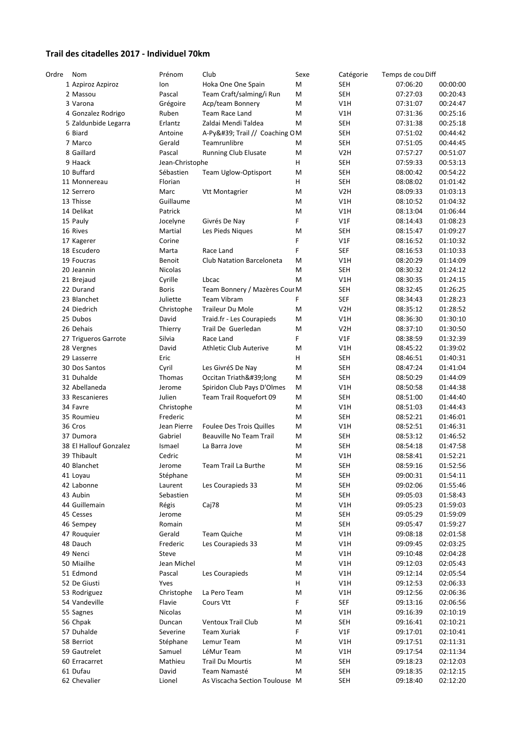# Trail des citadelles 2017 - Individuel 70km

| Ordre | Nom | Prénom | Club | Sexe | Catégorie | Temps de cou | Diff |
|---|---|---|---|---|---|---|---|
| 1 | Azpiroz Azpiroz | Ion | Hoka One One Spain | M | SEH | 07:06:20 | 00:00:00 |
| 2 | Massou | Pascal | Team Craft/salming/i Run | M | SEH | 07:27:03 | 00:20:43 |
| 3 | Varona | Grégoire | Acp/team Bonnery | M | V1H | 07:31:07 | 00:24:47 |
| 4 | Gonzalez Rodrigo | Ruben | Team Race Land | M | V1H | 07:31:36 | 00:25:16 |
| 5 | Zaldunbide Legarra | Erlantz | Zaldai Mendi Taldea | M | SEH | 07:31:38 | 00:25:18 |
| 6 | Biard | Antoine | A-Py&#39; Trail // Coaching O | M | SEH | 07:51:02 | 00:44:42 |
| 7 | Marco | Gerald | Teamrunlibre | M | SEH | 07:51:05 | 00:44:45 |
| 8 | Gaillard | Pascal | Running Club Elusate | M | V2H | 07:57:27 | 00:51:07 |
| 9 | Haack | Jean-Christophe | | H | SEH | 07:59:33 | 00:53:13 |
| 10 | Buffard | Sébastien | Team Uglow-Optisport | M | SEH | 08:00:42 | 00:54:22 |
| 11 | Monnereau | Florian | | H | SEH | 08:08:02 | 01:01:42 |
| 12 | Serrero | Marc | Vtt Montagrier | M | V2H | 08:09:33 | 01:03:13 |
| 13 | Thisse | Guillaume | | M | V1H | 08:10:52 | 01:04:32 |
| 14 | Delikat | Patrick | | M | V1H | 08:13:04 | 01:06:44 |
| 15 | Pauly | Jocelyne | Givrés De Nay | F | V1F | 08:14:43 | 01:08:23 |
| 16 | Rives | Martial | Les Pieds Niques | M | SEH | 08:15:47 | 01:09:27 |
| 17 | Kagerer | Corine | | F | V1F | 08:16:52 | 01:10:32 |
| 18 | Escudero | Marta | Race Land | F | SEF | 08:16:53 | 01:10:33 |
| 19 | Foucras | Benoit | Club Natation Barceloneta | M | V1H | 08:20:29 | 01:14:09 |
| 20 | Jeannin | Nicolas | | M | SEH | 08:30:32 | 01:24:12 |
| 21 | Brejaud | Cyrille | Lbcac | M | V1H | 08:30:35 | 01:24:15 |
| 22 | Durand | Boris | Team Bonnery / Mazères Cour | M | SEH | 08:32:45 | 01:26:25 |
| 23 | Blanchet | Juliette | Team Vibram | F | SEF | 08:34:43 | 01:28:23 |
| 24 | Diedrich | Christophe | Traileur Du Mole | M | V2H | 08:35:12 | 01:28:52 |
| 25 | Dubos | David | Traid.fr - Les Courapieds | M | V1H | 08:36:30 | 01:30:10 |
| 26 | Dehais | Thierry | Trail De Guerledan | M | V2H | 08:37:10 | 01:30:50 |
| 27 | Trigueros Garrote | Silvia | Race Land | F | V1F | 08:38:59 | 01:32:39 |
| 28 | Vergnes | David | Athletic Club Auterive | M | V1H | 08:45:22 | 01:39:02 |
| 29 | Lasserre | Eric | | H | SEH | 08:46:51 | 01:40:31 |
| 30 | Dos Santos | Cyril | Les GivréS De Nay | M | SEH | 08:47:24 | 01:41:04 |
| 31 | Duhalde | Thomas | Occitan Triath&#39;long | M | SEH | 08:50:29 | 01:44:09 |
| 32 | Abellaneda | Jerome | Spiridon Club Pays D'Olmes | M | V1H | 08:50:58 | 01:44:38 |
| 33 | Rescanieres | Julien | Team Trail Roquefort 09 | M | SEH | 08:51:00 | 01:44:40 |
| 34 | Favre | Christophe | | M | V1H | 08:51:03 | 01:44:43 |
| 35 | Roumieu | Frederic | | M | SEH | 08:52:21 | 01:46:01 |
| 36 | Cros | Jean Pierre | Foulee Des Trois Quilles | M | V1H | 08:52:51 | 01:46:31 |
| 37 | Dumora | Gabriel | Beauville No Team Trail | M | SEH | 08:53:12 | 01:46:52 |
| 38 | El Hallouf Gonzalez | Ismael | La Barra Jove | M | SEH | 08:54:18 | 01:47:58 |
| 39 | Thibault | Cedric | | M | V1H | 08:58:41 | 01:52:21 |
| 40 | Blanchet | Jerome | Team Trail La Burthe | M | SEH | 08:59:16 | 01:52:56 |
| 41 | Loyau | Stéphane | | M | SEH | 09:00:31 | 01:54:11 |
| 42 | Labonne | Laurent | Les Courapieds 33 | M | SEH | 09:02:06 | 01:55:46 |
| 43 | Aubin | Sebastien | | M | SEH | 09:05:03 | 01:58:43 |
| 44 | Guillemain | Régis | Caj78 | M | V1H | 09:05:23 | 01:59:03 |
| 45 | Cesses | Jerome | | M | SEH | 09:05:29 | 01:59:09 |
| 46 | Sempey | Romain | | M | SEH | 09:05:47 | 01:59:27 |
| 47 | Rouquier | Gerald | Team Quiche | M | V1H | 09:08:18 | 02:01:58 |
| 48 | Dauch | Frederic | Les Courapieds 33 | M | V1H | 09:09:45 | 02:03:25 |
| 49 | Nenci | Steve | | M | V1H | 09:10:48 | 02:04:28 |
| 50 | Miailhe | Jean Michel | | M | V1H | 09:12:03 | 02:05:43 |
| 51 | Edmond | Pascal | Les Courapieds | M | V1H | 09:12:14 | 02:05:54 |
| 52 | De Giusti | Yves | | H | V1H | 09:12:53 | 02:06:33 |
| 53 | Rodriguez | Christophe | La Pero Team | M | V1H | 09:12:56 | 02:06:36 |
| 54 | Vandeville | Flavie | Cours Vtt | F | SEF | 09:13:16 | 02:06:56 |
| 55 | Sagnes | Nicolas | | M | V1H | 09:16:39 | 02:10:19 |
| 56 | Chpak | Duncan | Ventoux Trail Club | M | SEH | 09:16:41 | 02:10:21 |
| 57 | Duhalde | Severine | Team Xuriak | F | V1F | 09:17:01 | 02:10:41 |
| 58 | Berriot | Stéphane | Lemur Team | M | V1H | 09:17:51 | 02:11:31 |
| 59 | Gautrelet | Samuel | LéMur Team | M | V1H | 09:17:54 | 02:11:34 |
| 60 | Erracarret | Mathieu | Trail Du Mourtis | M | SEH | 09:18:23 | 02:12:03 |
| 61 | Dufau | David | Team Namasté | M | SEH | 09:18:35 | 02:12:15 |
| 62 | Chevalier | Lionel | As Viscacha Section Toulouse | M | SEH | 09:18:40 | 02:12:20 |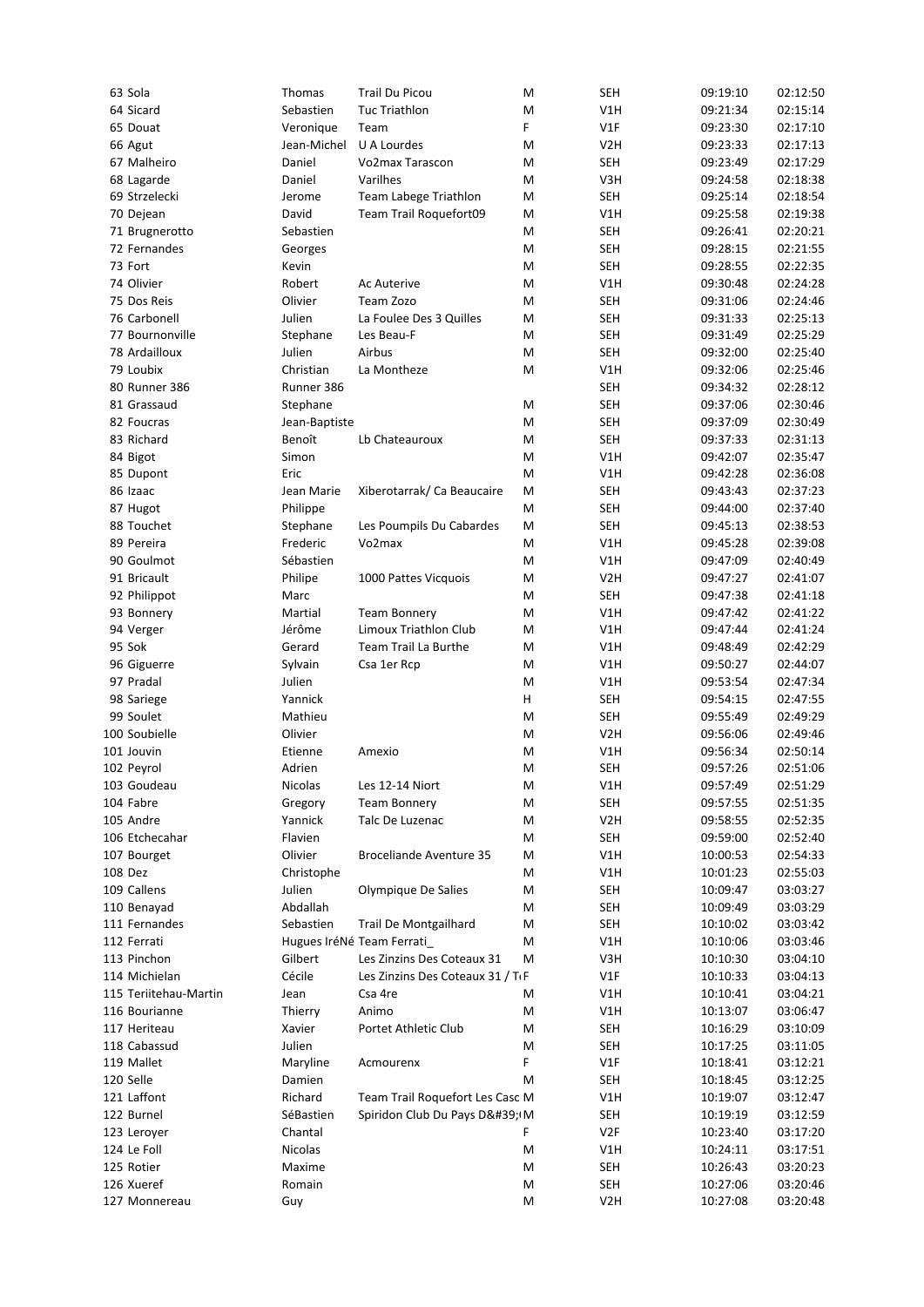| | | | | | | |
|---|---|---|---|---|---|---|
| 63 Sola | Thomas | Trail Du Picou | M | SEH | 09:19:10 | 02:12:50 |
| 64 Sicard | Sebastien | Tuc Triathlon | M | V1H | 09:21:34 | 02:15:14 |
| 65 Douat | Veronique | Team | F | V1F | 09:23:30 | 02:17:10 |
| 66 Agut | Jean-Michel | U A Lourdes | M | V2H | 09:23:33 | 02:17:13 |
| 67 Malheiro | Daniel | Vo2max Tarascon | M | SEH | 09:23:49 | 02:17:29 |
| 68 Lagarde | Daniel | Varilhes | M | V3H | 09:24:58 | 02:18:38 |
| 69 Strzelecki | Jerome | Team Labege Triathlon | M | SEH | 09:25:14 | 02:18:54 |
| 70 Dejean | David | Team Trail Roquefort09 | M | V1H | 09:25:58 | 02:19:38 |
| 71 Brugnerotto | Sebastien | | M | SEH | 09:26:41 | 02:20:21 |
| 72 Fernandes | Georges | | M | SEH | 09:28:15 | 02:21:55 |
| 73 Fort | Kevin | | M | SEH | 09:28:55 | 02:22:35 |
| 74 Olivier | Robert | Ac Auterive | M | V1H | 09:30:48 | 02:24:28 |
| 75 Dos Reis | Olivier | Team Zozo | M | SEH | 09:31:06 | 02:24:46 |
| 76 Carbonell | Julien | La Foulee Des 3 Quilles | M | SEH | 09:31:33 | 02:25:13 |
| 77 Bournonville | Stephane | Les Beau-F | M | SEH | 09:31:49 | 02:25:29 |
| 78 Ardailloux | Julien | Airbus | M | SEH | 09:32:00 | 02:25:40 |
| 79 Loubix | Christian | La Montheze | M | V1H | 09:32:06 | 02:25:46 |
| 80 Runner 386 | Runner 386 | | | SEH | 09:34:32 | 02:28:12 |
| 81 Grassaud | Stephane | | M | SEH | 09:37:06 | 02:30:46 |
| 82 Foucras | Jean-Baptiste | | M | SEH | 09:37:09 | 02:30:49 |
| 83 Richard | Benoît | Lb Chateauroux | M | SEH | 09:37:33 | 02:31:13 |
| 84 Bigot | Simon | | M | V1H | 09:42:07 | 02:35:47 |
| 85 Dupont | Eric | | M | V1H | 09:42:28 | 02:36:08 |
| 86 Izaac | Jean Marie | Xiberotarrak/ Ca Beaucaire | M | SEH | 09:43:43 | 02:37:23 |
| 87 Hugot | Philippe | | M | SEH | 09:44:00 | 02:37:40 |
| 88 Touchet | Stephane | Les Poumpils Du Cabardes | M | SEH | 09:45:13 | 02:38:53 |
| 89 Pereira | Frederic | Vo2max | M | V1H | 09:45:28 | 02:39:08 |
| 90 Goulmot | Sébastien | | M | V1H | 09:47:09 | 02:40:49 |
| 91 Bricault | Philipe | 1000 Pattes Vicquois | M | V2H | 09:47:27 | 02:41:07 |
| 92 Philippot | Marc | | M | SEH | 09:47:38 | 02:41:18 |
| 93 Bonnery | Martial | Team Bonnery | M | V1H | 09:47:42 | 02:41:22 |
| 94 Verger | Jérôme | Limoux Triathlon Club | M | V1H | 09:47:44 | 02:41:24 |
| 95 Sok | Gerard | Team Trail La Burthe | M | V1H | 09:48:49 | 02:42:29 |
| 96 Giguerre | Sylvain | Csa 1er Rcp | M | V1H | 09:50:27 | 02:44:07 |
| 97 Pradal | Julien | | M | V1H | 09:53:54 | 02:47:34 |
| 98 Sariege | Yannick | | H | SEH | 09:54:15 | 02:47:55 |
| 99 Soulet | Mathieu | | M | SEH | 09:55:49 | 02:49:29 |
| 100 Soubielle | Olivier | | M | V2H | 09:56:06 | 02:49:46 |
| 101 Jouvin | Etienne | Amexio | M | V1H | 09:56:34 | 02:50:14 |
| 102 Peyrol | Adrien | | M | SEH | 09:57:26 | 02:51:06 |
| 103 Goudeau | Nicolas | Les 12-14 Niort | M | V1H | 09:57:49 | 02:51:29 |
| 104 Fabre | Gregory | Team Bonnery | M | SEH | 09:57:55 | 02:51:35 |
| 105 Andre | Yannick | Talc De Luzenac | M | V2H | 09:58:55 | 02:52:35 |
| 106 Etchecahar | Flavien | | M | SEH | 09:59:00 | 02:52:40 |
| 107 Bourget | Olivier | Broceliande Aventure 35 | M | V1H | 10:00:53 | 02:54:33 |
| 108 Dez | Christophe | | M | V1H | 10:01:23 | 02:55:03 |
| 109 Callens | Julien | Olympique De Salies | M | SEH | 10:09:47 | 03:03:27 |
| 110 Benayad | Abdallah | | M | SEH | 10:09:49 | 03:03:29 |
| 111 Fernandes | Sebastien | Trail De Montgailhard | M | SEH | 10:10:02 | 03:03:42 |
| 112 Ferrati | Hugues IréNé | Team Ferrati_ | M | V1H | 10:10:06 | 03:03:46 |
| 113 Pinchon | Gilbert | Les Zinzins Des Coteaux 31 | M | V3H | 10:10:30 | 03:04:10 |
| 114 Michielan | Cécile | Les Zinzins Des Coteaux 31 / T | F | V1F | 10:10:33 | 03:04:13 |
| 115 Teriitehau-Martin | Jean | Csa 4re | M | V1H | 10:10:41 | 03:04:21 |
| 116 Bourianne | Thierry | Animo | M | V1H | 10:13:07 | 03:06:47 |
| 117 Heriteau | Xavier | Portet Athletic Club | M | SEH | 10:16:29 | 03:10:09 |
| 118 Cabassud | Julien | | M | SEH | 10:17:25 | 03:11:05 |
| 119 Mallet | Maryline | Acmourenx | F | V1F | 10:18:41 | 03:12:21 |
| 120 Selle | Damien | | M | SEH | 10:18:45 | 03:12:25 |
| 121 Laffont | Richard | Team Trail Roquefort Les Casc | M | V1H | 10:19:07 | 03:12:47 |
| 122 Burnel | SéBastien | Spiridon Club Du Pays D&#39; | M | SEH | 10:19:19 | 03:12:59 |
| 123 Leroyer | Chantal | | F | V2F | 10:23:40 | 03:17:20 |
| 124 Le Foll | Nicolas | | M | V1H | 10:24:11 | 03:17:51 |
| 125 Rotier | Maxime | | M | SEH | 10:26:43 | 03:20:23 |
| 126 Xueref | Romain | | M | SEH | 10:27:06 | 03:20:46 |
| 127 Monnereau | Guy | | M | V2H | 10:27:08 | 03:20:48 |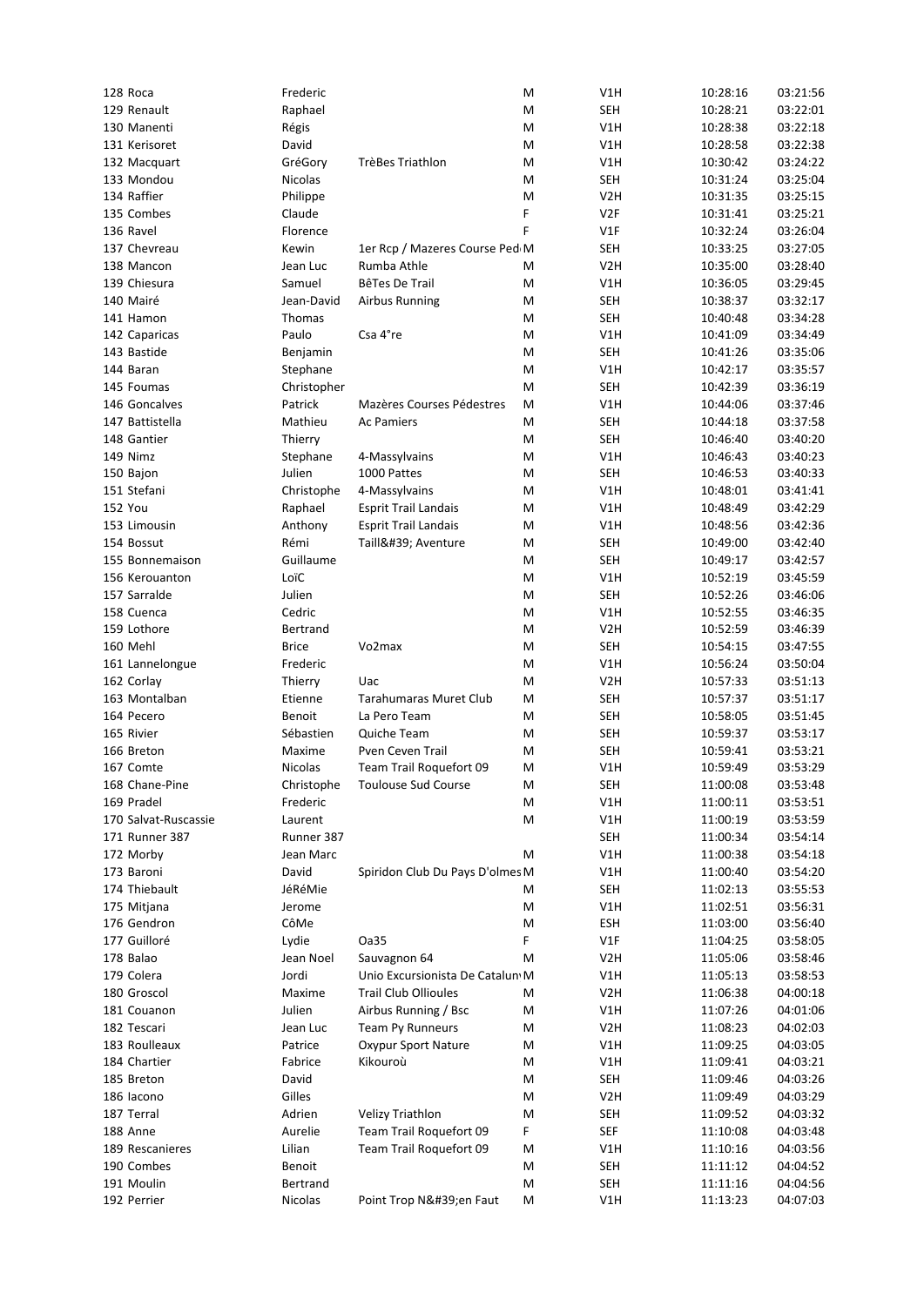| | | | | | | |
|---|---|---|---|---|---|---|
| 128 Roca | Frederic | | M | V1H | 10:28:16 | 03:21:56 |
| 129 Renault | Raphael | | M | SEH | 10:28:21 | 03:22:01 |
| 130 Manenti | Régis | | M | V1H | 10:28:38 | 03:22:18 |
| 131 Kerisoret | David | | M | V1H | 10:28:58 | 03:22:38 |
| 132 Macquart | GréGory | TrèBes Triathlon | M | V1H | 10:30:42 | 03:24:22 |
| 133 Mondou | Nicolas | | M | SEH | 10:31:24 | 03:25:04 |
| 134 Raffier | Philippe | | M | V2H | 10:31:35 | 03:25:15 |
| 135 Combes | Claude | | F | V2F | 10:31:41 | 03:25:21 |
| 136 Ravel | Florence | | F | V1F | 10:32:24 | 03:26:04 |
| 137 Chevreau | Kewin | 1er Rcp / Mazeres Course Ped | M | SEH | 10:33:25 | 03:27:05 |
| 138 Mancon | Jean Luc | Rumba Athle | M | V2H | 10:35:00 | 03:28:40 |
| 139 Chiesura | Samuel | BêTes De Trail | M | V1H | 10:36:05 | 03:29:45 |
| 140 Mairé | Jean-David | Airbus Running | M | SEH | 10:38:37 | 03:32:17 |
| 141 Hamon | Thomas | | M | SEH | 10:40:48 | 03:34:28 |
| 142 Caparicas | Paulo | Csa 4°re | M | V1H | 10:41:09 | 03:34:49 |
| 143 Bastide | Benjamin | | M | SEH | 10:41:26 | 03:35:06 |
| 144 Baran | Stephane | | M | V1H | 10:42:17 | 03:35:57 |
| 145 Foumas | Christopher | | M | SEH | 10:42:39 | 03:36:19 |
| 146 Goncalves | Patrick | Mazères Courses Pédestres | M | V1H | 10:44:06 | 03:37:46 |
| 147 Battistella | Mathieu | Ac Pamiers | M | SEH | 10:44:18 | 03:37:58 |
| 148 Gantier | Thierry | | M | SEH | 10:46:40 | 03:40:20 |
| 149 Nimz | Stephane | 4-Massylvains | M | V1H | 10:46:43 | 03:40:23 |
| 150 Bajon | Julien | 1000 Pattes | M | SEH | 10:46:53 | 03:40:33 |
| 151 Stefani | Christophe | 4-Massylvains | M | V1H | 10:48:01 | 03:41:41 |
| 152 You | Raphael | Esprit Trail Landais | M | V1H | 10:48:49 | 03:42:29 |
| 153 Limousin | Anthony | Esprit Trail Landais | M | V1H | 10:48:56 | 03:42:36 |
| 154 Bossut | Rémi | Taill&#39; Aventure | M | SEH | 10:49:00 | 03:42:40 |
| 155 Bonnemaison | Guillaume | | M | SEH | 10:49:17 | 03:42:57 |
| 156 Kerouanton | LoïC | | M | V1H | 10:52:19 | 03:45:59 |
| 157 Sarralde | Julien | | M | SEH | 10:52:26 | 03:46:06 |
| 158 Cuenca | Cedric | | M | V1H | 10:52:55 | 03:46:35 |
| 159 Lothore | Bertrand | | M | V2H | 10:52:59 | 03:46:39 |
| 160 Mehl | Brice | Vo2max | M | SEH | 10:54:15 | 03:47:55 |
| 161 Lannelongue | Frederic | | M | V1H | 10:56:24 | 03:50:04 |
| 162 Corlay | Thierry | Uac | M | V2H | 10:57:33 | 03:51:13 |
| 163 Montalban | Etienne | Tarahumaras Muret Club | M | SEH | 10:57:37 | 03:51:17 |
| 164 Pecero | Benoit | La Pero Team | M | SEH | 10:58:05 | 03:51:45 |
| 165 Rivier | Sébastien | Quiche Team | M | SEH | 10:59:37 | 03:53:17 |
| 166 Breton | Maxime | Pven Ceven Trail | M | SEH | 10:59:41 | 03:53:21 |
| 167 Comte | Nicolas | Team Trail Roquefort 09 | M | V1H | 10:59:49 | 03:53:29 |
| 168 Chane-Pine | Christophe | Toulouse Sud Course | M | SEH | 11:00:08 | 03:53:48 |
| 169 Pradel | Frederic | | M | V1H | 11:00:11 | 03:53:51 |
| 170 Salvat-Ruscassie | Laurent | | M | V1H | 11:00:19 | 03:53:59 |
| 171 Runner 387 | Runner 387 | | | SEH | 11:00:34 | 03:54:14 |
| 172 Morby | Jean Marc | | M | V1H | 11:00:38 | 03:54:18 |
| 173 Baroni | David | Spiridon Club Du Pays D'olmes | M | V1H | 11:00:40 | 03:54:20 |
| 174 Thiebault | JéRéMie | | M | SEH | 11:02:13 | 03:55:53 |
| 175 Mitjana | Jerome | | M | V1H | 11:02:51 | 03:56:31 |
| 176 Gendron | CôMe | | M | ESH | 11:03:00 | 03:56:40 |
| 177 Guilloré | Lydie | Oa35 | F | V1F | 11:04:25 | 03:58:05 |
| 178 Balao | Jean Noel | Sauvagnon 64 | M | V2H | 11:05:06 | 03:58:46 |
| 179 Colera | Jordi | Unio Excursionista De Catalun | M | V1H | 11:05:13 | 03:58:53 |
| 180 Groscol | Maxime | Trail Club Ollioules | M | V2H | 11:06:38 | 04:00:18 |
| 181 Couanon | Julien | Airbus Running / Bsc | M | V1H | 11:07:26 | 04:01:06 |
| 182 Tescari | Jean Luc | Team Py Runneurs | M | V2H | 11:08:23 | 04:02:03 |
| 183 Roulleaux | Patrice | Oxypur Sport Nature | M | V1H | 11:09:25 | 04:03:05 |
| 184 Chartier | Fabrice | Kikouroù | M | V1H | 11:09:41 | 04:03:21 |
| 185 Breton | David | | M | SEH | 11:09:46 | 04:03:26 |
| 186 Iacono | Gilles | | M | V2H | 11:09:49 | 04:03:29 |
| 187 Terral | Adrien | Velizy Triathlon | M | SEH | 11:09:52 | 04:03:32 |
| 188 Anne | Aurelie | Team Trail Roquefort 09 | F | SEF | 11:10:08 | 04:03:48 |
| 189 Rescanieres | Lilian | Team Trail Roquefort 09 | M | V1H | 11:10:16 | 04:03:56 |
| 190 Combes | Benoit | | M | SEH | 11:11:12 | 04:04:52 |
| 191 Moulin | Bertrand | | M | SEH | 11:11:16 | 04:04:56 |
| 192 Perrier | Nicolas | Point Trop N&#39;en Faut | M | V1H | 11:13:23 | 04:07:03 |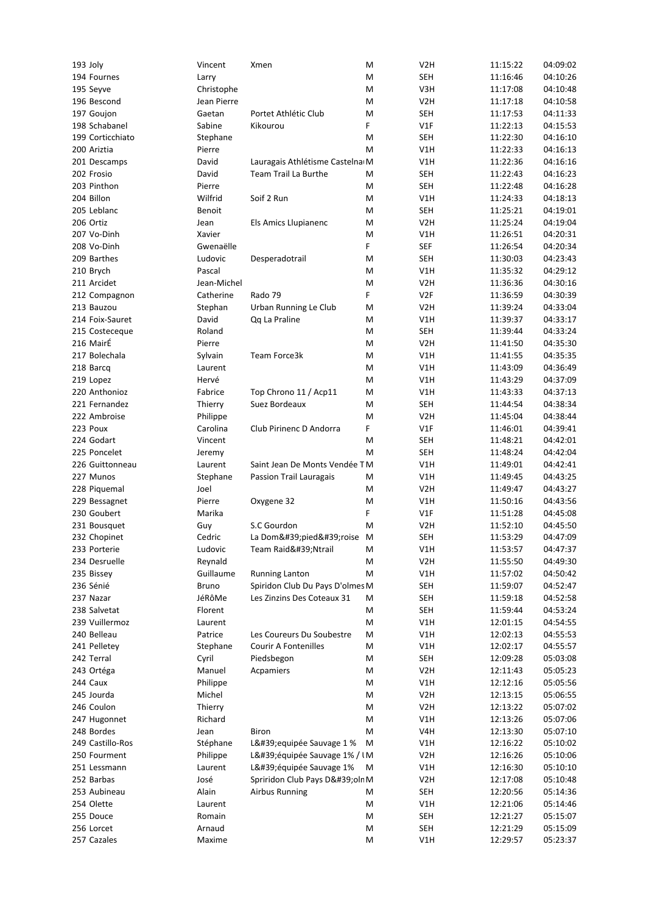| 193 | Joly | Vincent | Xmen | M | V2H | 11:15:22 | 04:09:02 |
|---|---|---|---|---|---|---|---|
| 194 | Fournes | Larry | | M | SEH | 11:16:46 | 04:10:26 |
| 195 | Seyve | Christophe | | M | V3H | 11:17:08 | 04:10:48 |
| 196 | Bescond | Jean Pierre | | M | V2H | 11:17:18 | 04:10:58 |
| 197 | Goujon | Gaetan | Portet Athlétic Club | M | SEH | 11:17:53 | 04:11:33 |
| 198 | Schabanel | Sabine | Kikourou | F | V1F | 11:22:13 | 04:15:53 |
| 199 | Corticchiato | Stephane | | M | SEH | 11:22:30 | 04:16:10 |
| 200 | Ariztia | Pierre | | M | V1H | 11:22:33 | 04:16:13 |
| 201 | Descamps | David | Lauragais Athlétisme Castelnau | M | V1H | 11:22:36 | 04:16:16 |
| 202 | Frosio | David | Team Trail La Burthe | M | SEH | 11:22:43 | 04:16:23 |
| 203 | Pinthon | Pierre | | M | SEH | 11:22:48 | 04:16:28 |
| 204 | Billon | Wilfrid | Soif 2 Run | M | V1H | 11:24:33 | 04:18:13 |
| 205 | Leblanc | Benoit | | M | SEH | 11:25:21 | 04:19:01 |
| 206 | Ortiz | Jean | Els Amics Llupianenc | M | V2H | 11:25:24 | 04:19:04 |
| 207 | Vo-Dinh | Xavier | | M | V1H | 11:26:51 | 04:20:31 |
| 208 | Vo-Dinh | Gwenaëlle | | F | SEF | 11:26:54 | 04:20:34 |
| 209 | Barthes | Ludovic | Desperadotrail | M | SEH | 11:30:03 | 04:23:43 |
| 210 | Brych | Pascal | | M | V1H | 11:35:32 | 04:29:12 |
| 211 | Arcidet | Jean-Michel | | M | V2H | 11:36:36 | 04:30:16 |
| 212 | Compagnon | Catherine | Rado 79 | F | V2F | 11:36:59 | 04:30:39 |
| 213 | Bauzou | Stephan | Urban Running Le Club | M | V2H | 11:39:24 | 04:33:04 |
| 214 | Foix-Sauret | David | Qq La Praline | M | V1H | 11:39:37 | 04:33:17 |
| 215 | Costeceque | Roland | | M | SEH | 11:39:44 | 04:33:24 |
| 216 | MairÉ | Pierre | | M | V2H | 11:41:50 | 04:35:30 |
| 217 | Bolechala | Sylvain | Team Force3k | M | V1H | 11:41:55 | 04:35:35 |
| 218 | Barcq | Laurent | | M | V1H | 11:43:09 | 04:36:49 |
| 219 | Lopez | Hervé | | M | V1H | 11:43:29 | 04:37:09 |
| 220 | Anthonioz | Fabrice | Top Chrono 11 / Acp11 | M | V1H | 11:43:33 | 04:37:13 |
| 221 | Fernandez | Thierry | Suez Bordeaux | M | SEH | 11:44:54 | 04:38:34 |
| 222 | Ambroise | Philippe | | M | V2H | 11:45:04 | 04:38:44 |
| 223 | Poux | Carolina | Club Pirinenc D Andorra | F | V1F | 11:46:01 | 04:39:41 |
| 224 | Godart | Vincent | | M | SEH | 11:48:21 | 04:42:01 |
| 225 | Poncelet | Jeremy | | M | SEH | 11:48:24 | 04:42:04 |
| 226 | Guittonneau | Laurent | Saint Jean De Monts Vendée T | M | V1H | 11:49:01 | 04:42:41 |
| 227 | Munos | Stephane | Passion Trail Lauragais | M | V1H | 11:49:45 | 04:43:25 |
| 228 | Piquemal | Joel | | M | V2H | 11:49:47 | 04:43:27 |
| 229 | Bessagnet | Pierre | Oxygene 32 | M | V1H | 11:50:16 | 04:43:56 |
| 230 | Goubert | Marika | | F | V1F | 11:51:28 | 04:45:08 |
| 231 | Bousquet | Guy | S.C Gourdon | M | V2H | 11:52:10 | 04:45:50 |
| 232 | Chopinet | Cedric | La Dom&#39;pied&#39;roise | M | SEH | 11:53:29 | 04:47:09 |
| 233 | Porterie | Ludovic | Team Raid&#39;Ntrail | M | V1H | 11:53:57 | 04:47:37 |
| 234 | Desruelle | Reynald | | M | V2H | 11:55:50 | 04:49:30 |
| 235 | Bissey | Guillaume | Running Lanton | M | V1H | 11:57:02 | 04:50:42 |
| 236 | Sénié | Bruno | Spiridon Club Du Pays D'olmes | M | SEH | 11:59:07 | 04:52:47 |
| 237 | Nazar | JéRôMe | Les Zinzins Des Coteaux 31 | M | SEH | 11:59:18 | 04:52:58 |
| 238 | Salvetat | Florent | | M | SEH | 11:59:44 | 04:53:24 |
| 239 | Vuillermoz | Laurent | | M | V1H | 12:01:15 | 04:54:55 |
| 240 | Belleau | Patrice | Les Coureurs Du Soubestre | M | V1H | 12:02:13 | 04:55:53 |
| 241 | Pelletey | Stephane | Courir A Fontenilles | M | V1H | 12:02:17 | 04:55:57 |
| 242 | Terral | Cyril | Piedsbegon | M | SEH | 12:09:28 | 05:03:08 |
| 243 | Ortéga | Manuel | Acpamiers | M | V2H | 12:11:43 | 05:05:23 |
| 244 | Caux | Philippe | | M | V1H | 12:12:16 | 05:05:56 |
| 245 | Jourda | Michel | | M | V2H | 12:13:15 | 05:06:55 |
| 246 | Coulon | Thierry | | M | V2H | 12:13:22 | 05:07:02 |
| 247 | Hugonnet | Richard | | M | V1H | 12:13:26 | 05:07:06 |
| 248 | Bordes | Jean | Biron | M | V4H | 12:13:30 | 05:07:10 |
| 249 | Castillo-Ros | Stéphane | L&#39;equipée Sauvage 1 % | M | V1H | 12:16:22 | 05:10:02 |
| 250 | Fourment | Philippe | L&#39;équipée Sauvage 1% / ( | M | V2H | 12:16:26 | 05:10:06 |
| 251 | Lessmann | Laurent | L&#39;équipée Sauvage 1% | M | V1H | 12:16:30 | 05:10:10 |
| 252 | Barbas | José | Spiridon Club Pays D&#39;oln | M | V2H | 12:17:08 | 05:10:48 |
| 253 | Aubineau | Alain | Airbus Running | M | SEH | 12:20:56 | 05:14:36 |
| 254 | Olette | Laurent | | M | V1H | 12:21:06 | 05:14:46 |
| 255 | Douce | Romain | | M | SEH | 12:21:27 | 05:15:07 |
| 256 | Lorcet | Arnaud | | M | SEH | 12:21:29 | 05:15:09 |
| 257 | Cazales | Maxime | | M | V1H | 12:29:57 | 05:23:37 |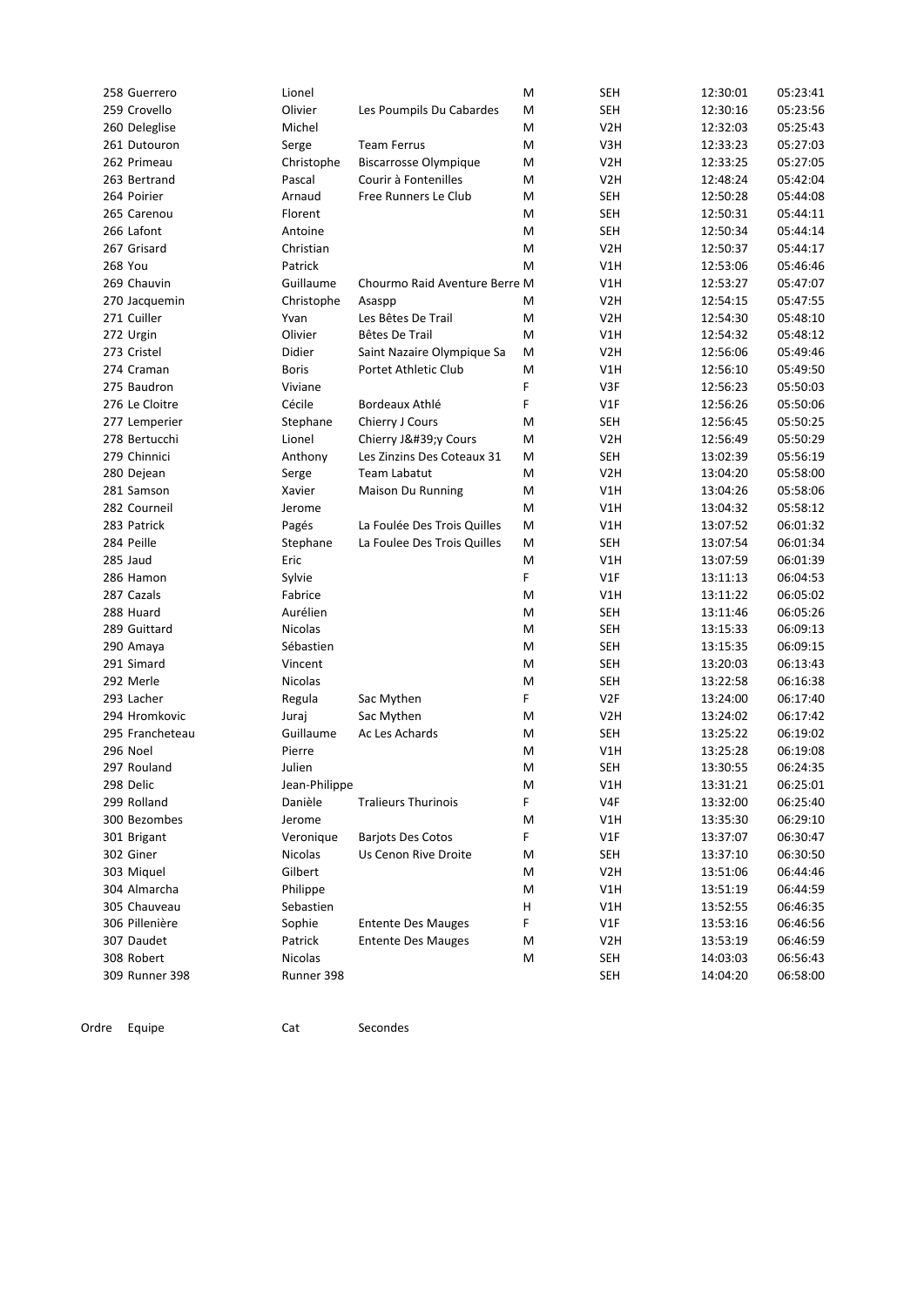| | | | | | | | |
|---|---|---|---|---|---|---|---|
| 258 | Guerrero | Lionel | | M | SEH | 12:30:01 | 05:23:41 |
| 259 | Crovello | Olivier | Les Poumpils Du Cabardes | M | SEH | 12:30:16 | 05:23:56 |
| 260 | Deleglise | Michel | | M | V2H | 12:32:03 | 05:25:43 |
| 261 | Dutouron | Serge | Team Ferrus | M | V3H | 12:33:23 | 05:27:03 |
| 262 | Primeau | Christophe | Biscarrosse Olympique | M | V2H | 12:33:25 | 05:27:05 |
| 263 | Bertrand | Pascal | Courir à Fontenilles | M | V2H | 12:48:24 | 05:42:04 |
| 264 | Poirier | Arnaud | Free Runners Le Club | M | SEH | 12:50:28 | 05:44:08 |
| 265 | Carenou | Florent | | M | SEH | 12:50:31 | 05:44:11 |
| 266 | Lafont | Antoine | | M | SEH | 12:50:34 | 05:44:14 |
| 267 | Grisard | Christian | | M | V2H | 12:50:37 | 05:44:17 |
| 268 | You | Patrick | | M | V1H | 12:53:06 | 05:46:46 |
| 269 | Chauvin | Guillaume | Chourmo Raid Aventure Berre | M | V1H | 12:53:27 | 05:47:07 |
| 270 | Jacquemin | Christophe | Asaspp | M | V2H | 12:54:15 | 05:47:55 |
| 271 | Cuiller | Yvan | Les Bêtes De Trail | M | V2H | 12:54:30 | 05:48:10 |
| 272 | Urgin | Olivier | Bêtes De Trail | M | V1H | 12:54:32 | 05:48:12 |
| 273 | Cristel | Didier | Saint Nazaire Olympique Sa | M | V2H | 12:56:06 | 05:49:46 |
| 274 | Craman | Boris | Portet Athletic Club | M | V1H | 12:56:10 | 05:49:50 |
| 275 | Baudron | Viviane | | F | V3F | 12:56:23 | 05:50:03 |
| 276 | Le Cloitre | Cécile | Bordeaux Athlé | F | V1F | 12:56:26 | 05:50:06 |
| 277 | Lemperier | Stephane | Chierry J Cours | M | SEH | 12:56:45 | 05:50:25 |
| 278 | Bertucchi | Lionel | Chierry J&#39;y Cours | M | V2H | 12:56:49 | 05:50:29 |
| 279 | Chinnici | Anthony | Les Zinzins Des Coteaux 31 | M | SEH | 13:02:39 | 05:56:19 |
| 280 | Dejean | Serge | Team Labatut | M | V2H | 13:04:20 | 05:58:00 |
| 281 | Samson | Xavier | Maison Du Running | M | V1H | 13:04:26 | 05:58:06 |
| 282 | Courneil | Jerome | | M | V1H | 13:04:32 | 05:58:12 |
| 283 | Patrick | Pagés | La Foulée Des Trois Quilles | M | V1H | 13:07:52 | 06:01:32 |
| 284 | Peille | Stephane | La Foulee Des Trois Quilles | M | SEH | 13:07:54 | 06:01:34 |
| 285 | Jaud | Eric | | M | V1H | 13:07:59 | 06:01:39 |
| 286 | Hamon | Sylvie | | F | V1F | 13:11:13 | 06:04:53 |
| 287 | Cazals | Fabrice | | M | V1H | 13:11:22 | 06:05:02 |
| 288 | Huard | Aurélien | | M | SEH | 13:11:46 | 06:05:26 |
| 289 | Guittard | Nicolas | | M | SEH | 13:15:33 | 06:09:13 |
| 290 | Amaya | Sébastien | | M | SEH | 13:15:35 | 06:09:15 |
| 291 | Simard | Vincent | | M | SEH | 13:20:03 | 06:13:43 |
| 292 | Merle | Nicolas | | M | SEH | 13:22:58 | 06:16:38 |
| 293 | Lacher | Regula | Sac Mythen | F | V2F | 13:24:00 | 06:17:40 |
| 294 | Hromkovic | Juraj | Sac Mythen | M | V2H | 13:24:02 | 06:17:42 |
| 295 | Francheteau | Guillaume | Ac Les Achards | M | SEH | 13:25:22 | 06:19:02 |
| 296 | Noel | Pierre | | M | V1H | 13:25:28 | 06:19:08 |
| 297 | Rouland | Julien | | M | SEH | 13:30:55 | 06:24:35 |
| 298 | Delic | Jean-Philippe | | M | V1H | 13:31:21 | 06:25:01 |
| 299 | Rolland | Danièle | Tralieurs Thurinois | F | V4F | 13:32:00 | 06:25:40 |
| 300 | Bezombes | Jerome | | M | V1H | 13:35:30 | 06:29:10 |
| 301 | Brigant | Veronique | Barjots Des Cotos | F | V1F | 13:37:07 | 06:30:47 |
| 302 | Giner | Nicolas | Us Cenon Rive Droite | M | SEH | 13:37:10 | 06:30:50 |
| 303 | Miquel | Gilbert | | M | V2H | 13:51:06 | 06:44:46 |
| 304 | Almarcha | Philippe | | M | V1H | 13:51:19 | 06:44:59 |
| 305 | Chauveau | Sebastien | | H | V1H | 13:52:55 | 06:46:35 |
| 306 | Pillenière | Sophie | Entente Des Mauges | F | V1F | 13:53:16 | 06:46:56 |
| 307 | Daudet | Patrick | Entente Des Mauges | M | V2H | 13:53:19 | 06:46:59 |
| 308 | Robert | Nicolas | | M | SEH | 14:03:03 | 06:56:43 |
| 309 | Runner 398 | Runner 398 | | | SEH | 14:04:20 | 06:58:00 |

| Ordre | Equipe | Cat | Secondes |
|---|---|---|---|